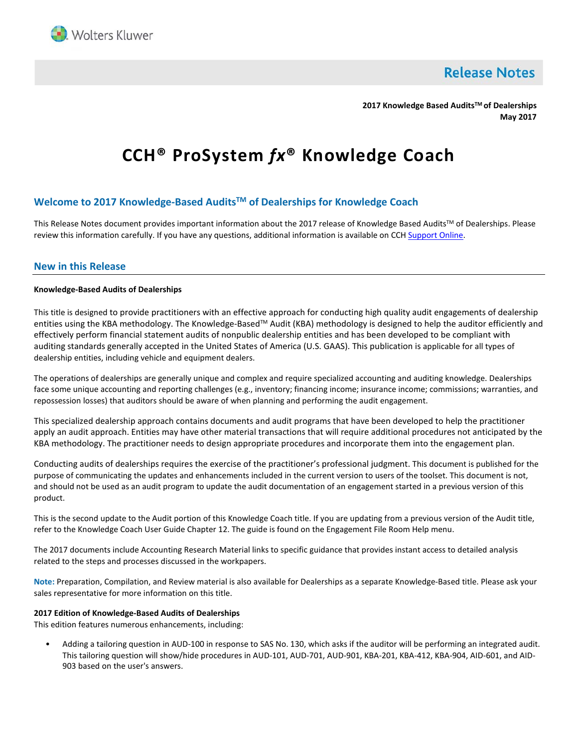Wolters Kluwer

# Release Notes

**2017 Knowledge Based Audits™ of Dealerships**
**May 2017**

# CCH® ProSystem *fx*® Knowledge Coach

## Welcome to 2017 Knowledge-Based Audits™ of Dealerships for Knowledge Coach

This Release Notes document provides important information about the 2017 release of Knowledge Based Audits™ of Dealerships. Please review this information carefully. If you have any questions, additional information is available on CCH Support Online.

## New in this Release

**Knowledge-Based Audits of Dealerships**

This title is designed to provide practitioners with an effective approach for conducting high quality audit engagements of dealership entities using the KBA methodology. The Knowledge-Based™ Audit (KBA) methodology is designed to help the auditor efficiently and effectively perform financial statement audits of nonpublic dealership entities and has been developed to be compliant with auditing standards generally accepted in the United States of America (U.S. GAAS). This publication is applicable for all types of dealership entities, including vehicle and equipment dealers.

The operations of dealerships are generally unique and complex and require specialized accounting and auditing knowledge. Dealerships face some unique accounting and reporting challenges (e.g., inventory; financing income; insurance income; commissions; warranties, and repossession losses) that auditors should be aware of when planning and performing the audit engagement.

This specialized dealership approach contains documents and audit programs that have been developed to help the practitioner apply an audit approach. Entities may have other material transactions that will require additional procedures not anticipated by the KBA methodology. The practitioner needs to design appropriate procedures and incorporate them into the engagement plan.

Conducting audits of dealerships requires the exercise of the practitioner's professional judgment. This document is published for the purpose of communicating the updates and enhancements included in the current version to users of the toolset. This document is not, and should not be used as an audit program to update the audit documentation of an engagement started in a previous version of this product.

This is the second update to the Audit portion of this Knowledge Coach title. If you are updating from a previous version of the Audit title, refer to the Knowledge Coach User Guide Chapter 12. The guide is found on the Engagement File Room Help menu.

The 2017 documents include Accounting Research Material links to specific guidance that provides instant access to detailed analysis related to the steps and processes discussed in the workpapers.

**Note:** Preparation, Compilation, and Review material is also available for Dealerships as a separate Knowledge-Based title. Please ask your sales representative for more information on this title.

**2017 Edition of Knowledge-Based Audits of Dealerships**
This edition features numerous enhancements, including:

- Adding a tailoring question in AUD-100 in response to SAS No. 130, which asks if the auditor will be performing an integrated audit. This tailoring question will show/hide procedures in AUD-101, AUD-701, AUD-901, KBA-201, KBA-412, KBA-904, AID-601, and AID-903 based on the user's answers.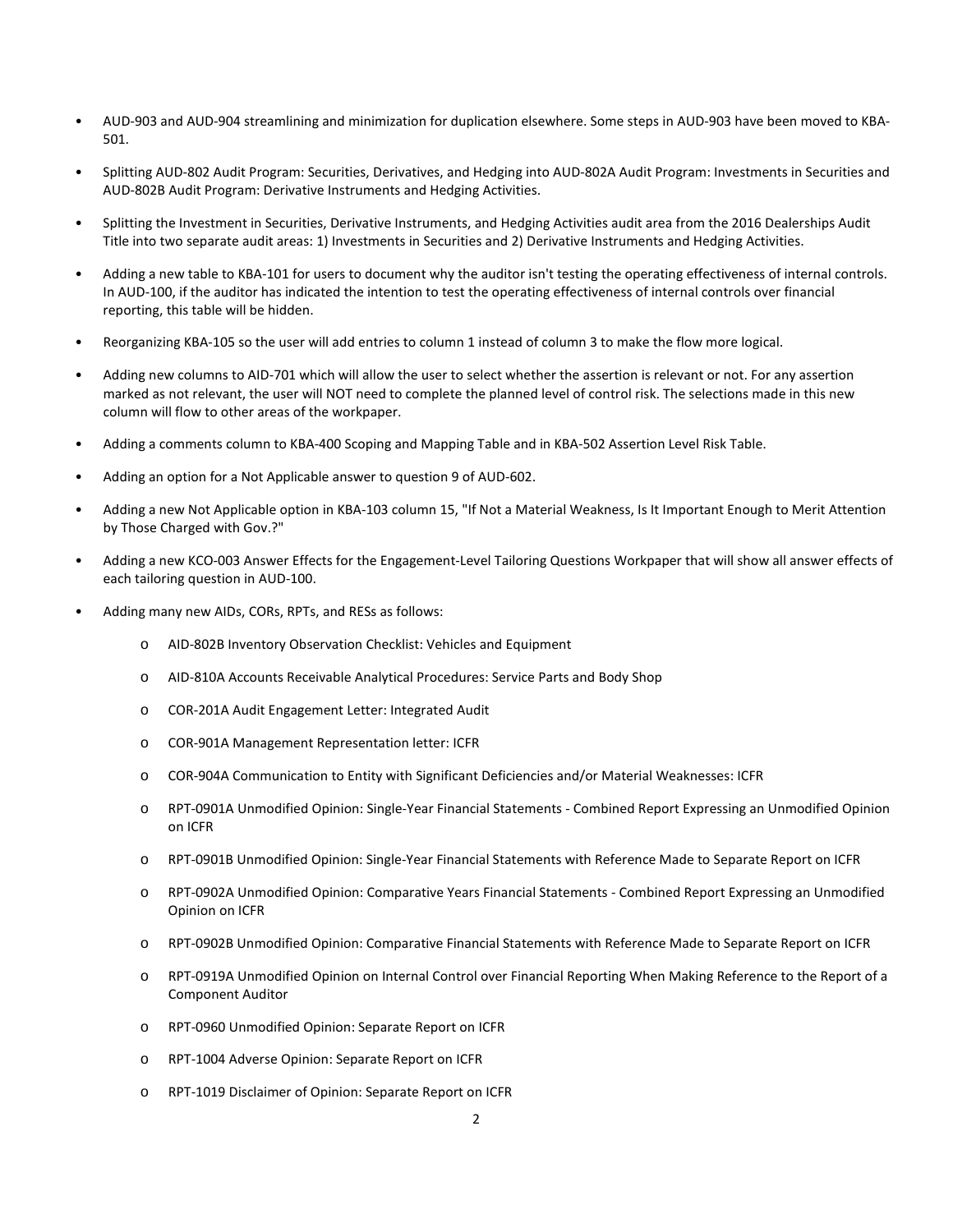- AUD-903 and AUD-904 streamlining and minimization for duplication elsewhere. Some steps in AUD-903 have been moved to KBA-501.
- Splitting AUD-802 Audit Program: Securities, Derivatives, and Hedging into AUD-802A Audit Program: Investments in Securities and AUD-802B Audit Program: Derivative Instruments and Hedging Activities.
- Splitting the Investment in Securities, Derivative Instruments, and Hedging Activities audit area from the 2016 Dealerships Audit Title into two separate audit areas: 1) Investments in Securities and 2) Derivative Instruments and Hedging Activities.
- Adding a new table to KBA-101 for users to document why the auditor isn't testing the operating effectiveness of internal controls. In AUD-100, if the auditor has indicated the intention to test the operating effectiveness of internal controls over financial reporting, this table will be hidden.
- Reorganizing KBA-105 so the user will add entries to column 1 instead of column 3 to make the flow more logical.
- Adding new columns to AID-701 which will allow the user to select whether the assertion is relevant or not. For any assertion marked as not relevant, the user will NOT need to complete the planned level of control risk. The selections made in this new column will flow to other areas of the workpaper.
- Adding a comments column to KBA-400 Scoping and Mapping Table and in KBA-502 Assertion Level Risk Table.
- Adding an option for a Not Applicable answer to question 9 of AUD-602.
- Adding a new Not Applicable option in KBA-103 column 15, "If Not a Material Weakness, Is It Important Enough to Merit Attention by Those Charged with Gov.?"
- Adding a new KCO-003 Answer Effects for the Engagement-Level Tailoring Questions Workpaper that will show all answer effects of each tailoring question in AUD-100.
- Adding many new AIDs, CORs, RPTs, and RESs as follows:
  - AID-802B Inventory Observation Checklist: Vehicles and Equipment
  - AID-810A Accounts Receivable Analytical Procedures: Service Parts and Body Shop
  - COR-201A Audit Engagement Letter: Integrated Audit
  - COR-901A Management Representation letter: ICFR
  - COR-904A Communication to Entity with Significant Deficiencies and/or Material Weaknesses: ICFR
  - RPT-0901A Unmodified Opinion: Single-Year Financial Statements - Combined Report Expressing an Unmodified Opinion on ICFR
  - RPT-0901B Unmodified Opinion: Single-Year Financial Statements with Reference Made to Separate Report on ICFR
  - RPT-0902A Unmodified Opinion: Comparative Years Financial Statements - Combined Report Expressing an Unmodified Opinion on ICFR
  - RPT-0902B Unmodified Opinion: Comparative Financial Statements with Reference Made to Separate Report on ICFR
  - RPT-0919A Unmodified Opinion on Internal Control over Financial Reporting When Making Reference to the Report of a Component Auditor
  - RPT-0960 Unmodified Opinion: Separate Report on ICFR
  - RPT-1004 Adverse Opinion: Separate Report on ICFR
  - RPT-1019 Disclaimer of Opinion: Separate Report on ICFR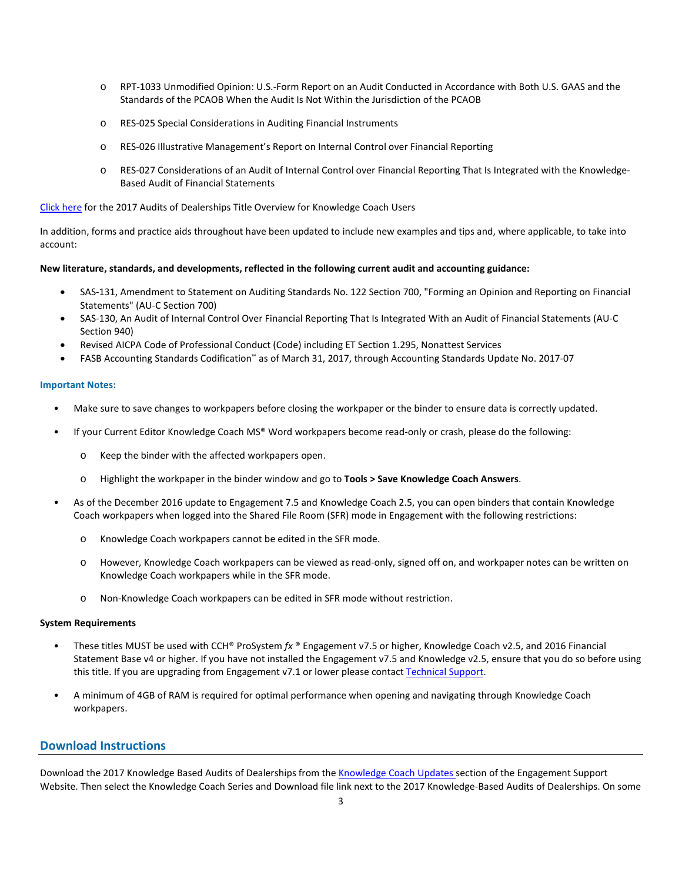- RPT-1033 Unmodified Opinion: U.S.-Form Report on an Audit Conducted in Accordance with Both U.S. GAAS and the Standards of the PCAOB When the Audit Is Not Within the Jurisdiction of the PCAOB
- RES-025 Special Considerations in Auditing Financial Instruments
- RES-026 Illustrative Management's Report on Internal Control over Financial Reporting
- RES-027 Considerations of an Audit of Internal Control over Financial Reporting That Is Integrated with the Knowledge-Based Audit of Financial Statements

[Click here] for the 2017 Audits of Dealerships Title Overview for Knowledge Coach Users

In addition, forms and practice aids throughout have been updated to include new examples and tips and, where applicable, to take into account:

**New literature, standards, and developments, reflected in the following current audit and accounting guidance:**

- SAS-131, Amendment to Statement on Auditing Standards No. 122 Section 700, "Forming an Opinion and Reporting on Financial Statements" (AU-C Section 700)
- SAS-130, An Audit of Internal Control Over Financial Reporting That Is Integrated With an Audit of Financial Statements (AU-C Section 940)
- Revised AICPA Code of Professional Conduct (Code) including ET Section 1.295, Nonattest Services
- FASB Accounting Standards Codification™ as of March 31, 2017, through Accounting Standards Update No. 2017-07

**Important Notes:**

- Make sure to save changes to workpapers before closing the workpaper or the binder to ensure data is correctly updated.
- If your Current Editor Knowledge Coach MS® Word workpapers become read-only or crash, please do the following:
  - Keep the binder with the affected workpapers open.
  - Highlight the workpaper in the binder window and go to **Tools > Save Knowledge Coach Answers**.
- As of the December 2016 update to Engagement 7.5 and Knowledge Coach 2.5, you can open binders that contain Knowledge Coach workpapers when logged into the Shared File Room (SFR) mode in Engagement with the following restrictions:
  - Knowledge Coach workpapers cannot be edited in the SFR mode.
  - However, Knowledge Coach workpapers can be viewed as read-only, signed off on, and workpaper notes can be written on Knowledge Coach workpapers while in the SFR mode.
  - Non-Knowledge Coach workpapers can be edited in SFR mode without restriction.

**System Requirements**

- These titles MUST be used with CCH® ProSystem *fx* ® Engagement v7.5 or higher, Knowledge Coach v2.5, and 2016 Financial Statement Base v4 or higher. If you have not installed the Engagement v7.5 and Knowledge v2.5, ensure that you do so before using this title. If you are upgrading from Engagement v7.1 or lower please contact Technical Support.
- A minimum of 4GB of RAM is required for optimal performance when opening and navigating through Knowledge Coach workpapers.

## Download Instructions

Download the 2017 Knowledge Based Audits of Dealerships from the Knowledge Coach Updates section of the Engagement Support Website. Then select the Knowledge Coach Series and Download file link next to the 2017 Knowledge-Based Audits of Dealerships. On some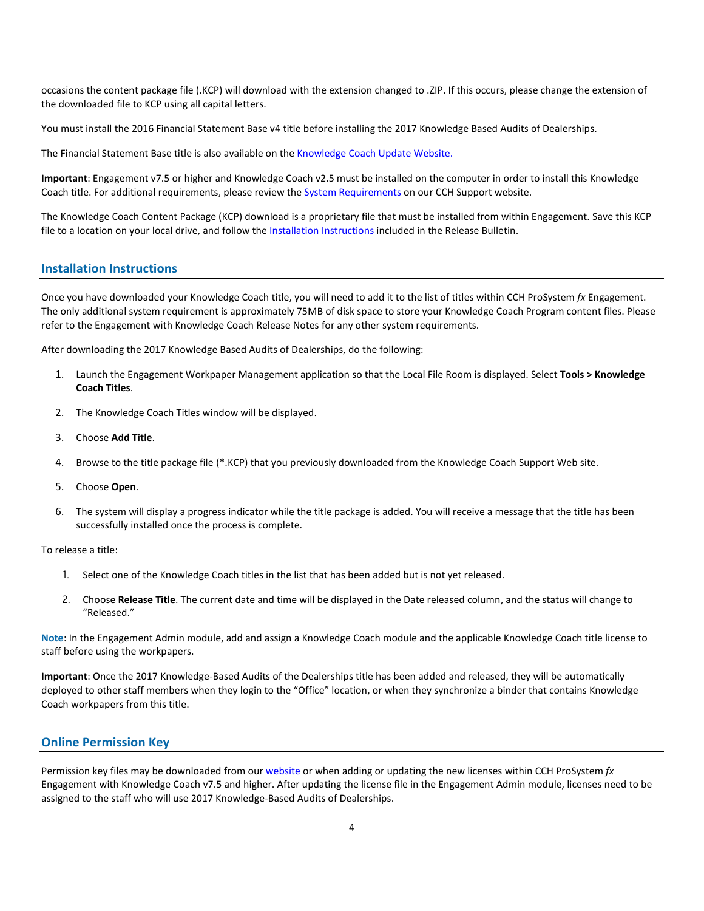occasions the content package file (.KCP) will download with the extension changed to .ZIP. If this occurs, please change the extension of the downloaded file to KCP using all capital letters.

You must install the 2016 Financial Statement Base v4 title before installing the 2017 Knowledge Based Audits of Dealerships.

The Financial Statement Base title is also available on the Knowledge Coach Update Website.

**Important**: Engagement v7.5 or higher and Knowledge Coach v2.5 must be installed on the computer in order to install this Knowledge Coach title. For additional requirements, please review the System Requirements on our CCH Support website.

The Knowledge Coach Content Package (KCP) download is a proprietary file that must be installed from within Engagement. Save this KCP file to a location on your local drive, and follow the Installation Instructions included in the Release Bulletin.

## Installation Instructions

Once you have downloaded your Knowledge Coach title, you will need to add it to the list of titles within CCH ProSystem *fx* Engagement. The only additional system requirement is approximately 75MB of disk space to store your Knowledge Coach Program content files. Please refer to the Engagement with Knowledge Coach Release Notes for any other system requirements.

After downloading the 2017 Knowledge Based Audits of Dealerships, do the following:

1. Launch the Engagement Workpaper Management application so that the Local File Room is displayed. Select **Tools > Knowledge Coach Titles**.
2. The Knowledge Coach Titles window will be displayed.
3. Choose **Add Title**.
4. Browse to the title package file (*.KCP) that you previously downloaded from the Knowledge Coach Support Web site.
5. Choose **Open**.
6. The system will display a progress indicator while the title package is added. You will receive a message that the title has been successfully installed once the process is complete.

To release a title:

1. Select one of the Knowledge Coach titles in the list that has been added but is not yet released.
2. Choose **Release Title**. The current date and time will be displayed in the Date released column, and the status will change to "Released."

**Note**: In the Engagement Admin module, add and assign a Knowledge Coach module and the applicable Knowledge Coach title license to staff before using the workpapers.

**Important**: Once the 2017 Knowledge-Based Audits of the Dealerships title has been added and released, they will be automatically deployed to other staff members when they login to the "Office" location, or when they synchronize a binder that contains Knowledge Coach workpapers from this title.

## Online Permission Key

Permission key files may be downloaded from our website or when adding or updating the new licenses within CCH ProSystem *fx* Engagement with Knowledge Coach v7.5 and higher. After updating the license file in the Engagement Admin module, licenses need to be assigned to the staff who will use 2017 Knowledge-Based Audits of Dealerships.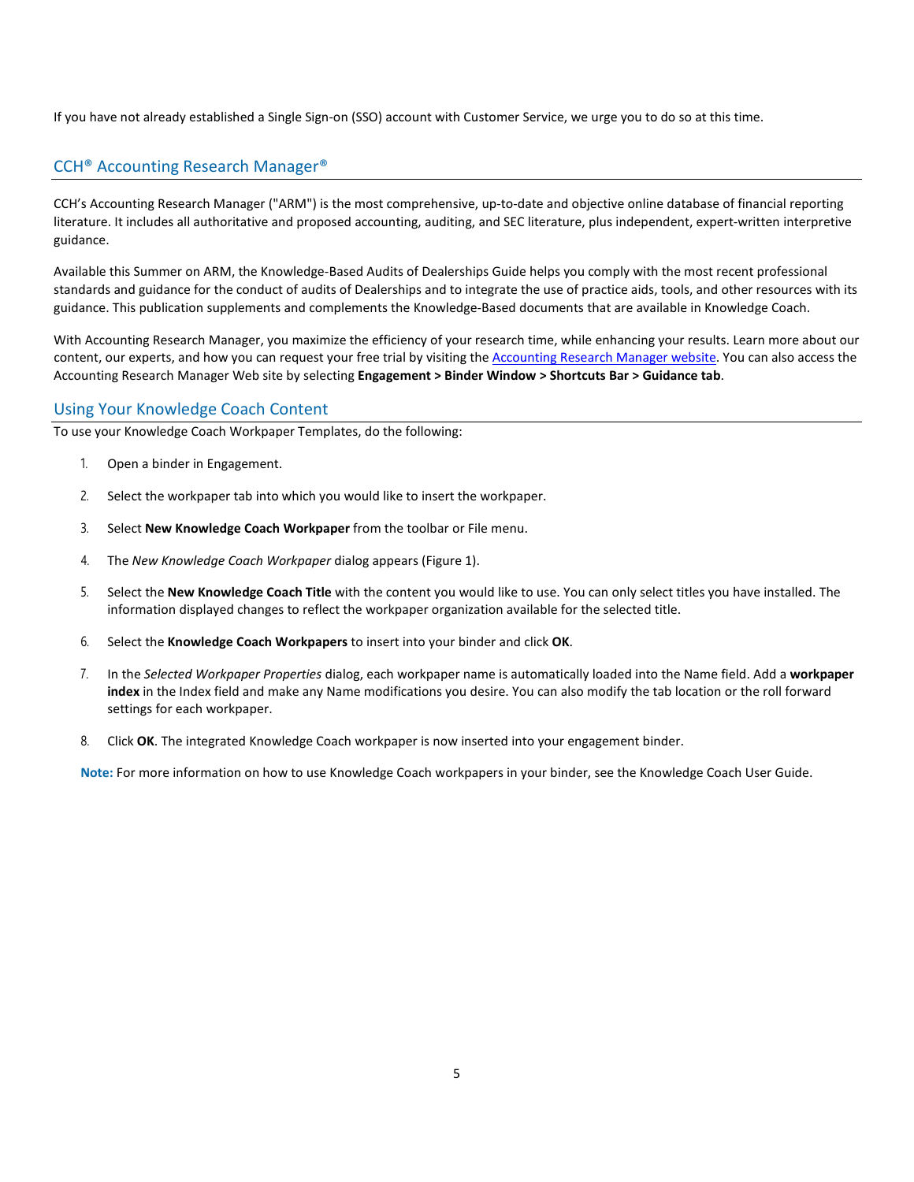If you have not already established a Single Sign-on (SSO) account with Customer Service, we urge you to do so at this time.

## CCH® Accounting Research Manager®

CCH's Accounting Research Manager ("ARM") is the most comprehensive, up-to-date and objective online database of financial reporting literature. It includes all authoritative and proposed accounting, auditing, and SEC literature, plus independent, expert-written interpretive guidance.

Available this Summer on ARM, the Knowledge-Based Audits of Dealerships Guide helps you comply with the most recent professional standards and guidance for the conduct of audits of Dealerships and to integrate the use of practice aids, tools, and other resources with its guidance. This publication supplements and complements the Knowledge-Based documents that are available in Knowledge Coach.

With Accounting Research Manager, you maximize the efficiency of your research time, while enhancing your results. Learn more about our content, our experts, and how you can request your free trial by visiting the Accounting Research Manager website. You can also access the Accounting Research Manager Web site by selecting **Engagement > Binder Window > Shortcuts Bar > Guidance tab**.

## Using Your Knowledge Coach Content

To use your Knowledge Coach Workpaper Templates, do the following:

1. Open a binder in Engagement.
2. Select the workpaper tab into which you would like to insert the workpaper.
3. Select **New Knowledge Coach Workpaper** from the toolbar or File menu.
4. The *New Knowledge Coach Workpaper* dialog appears (Figure 1).
5. Select the **New Knowledge Coach Title** with the content you would like to use. You can only select titles you have installed. The information displayed changes to reflect the workpaper organization available for the selected title.
6. Select the **Knowledge Coach Workpapers** to insert into your binder and click **OK**.
7. In the *Selected Workpaper Properties* dialog, each workpaper name is automatically loaded into the Name field. Add a **workpaper index** in the Index field and make any Name modifications you desire. You can also modify the tab location or the roll forward settings for each workpaper.
8. Click **OK**. The integrated Knowledge Coach workpaper is now inserted into your engagement binder.

**Note:** For more information on how to use Knowledge Coach workpapers in your binder, see the Knowledge Coach User Guide.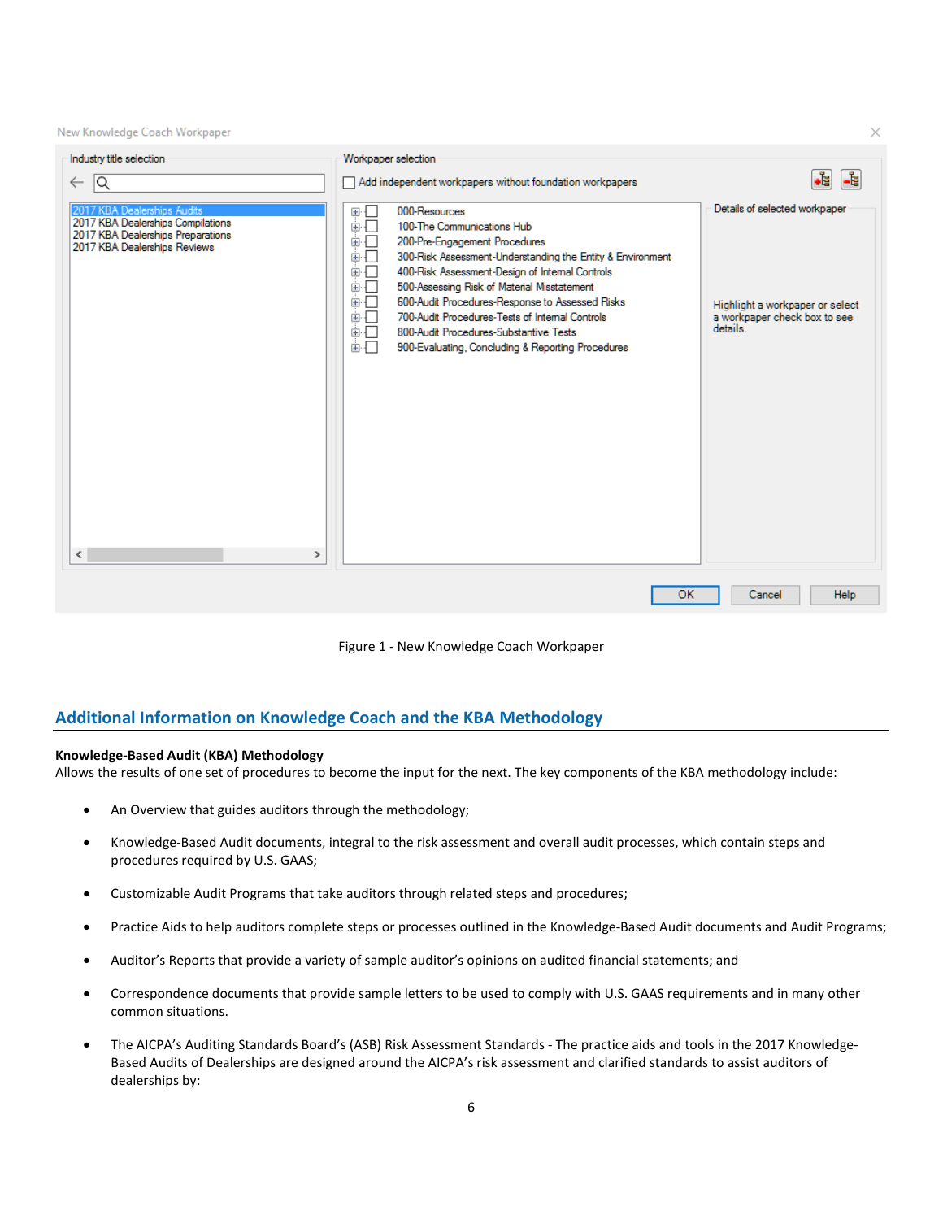Figure 1 - New Knowledge Coach Workpaper

## Additional Information on Knowledge Coach and the KBA Methodology

**Knowledge-Based Audit (KBA) Methodology**
Allows the results of one set of procedures to become the input for the next. The key components of the KBA methodology include:

- An Overview that guides auditors through the methodology;
- Knowledge-Based Audit documents, integral to the risk assessment and overall audit processes, which contain steps and procedures required by U.S. GAAS;
- Customizable Audit Programs that take auditors through related steps and procedures;
- Practice Aids to help auditors complete steps or processes outlined in the Knowledge-Based Audit documents and Audit Programs;
- Auditor's Reports that provide a variety of sample auditor's opinions on audited financial statements; and
- Correspondence documents that provide sample letters to be used to comply with U.S. GAAS requirements and in many other common situations.
- The AICPA's Auditing Standards Board's (ASB) Risk Assessment Standards - The practice aids and tools in the 2017 Knowledge-Based Audits of Dealerships are designed around the AICPA's risk assessment and clarified standards to assist auditors of dealerships by: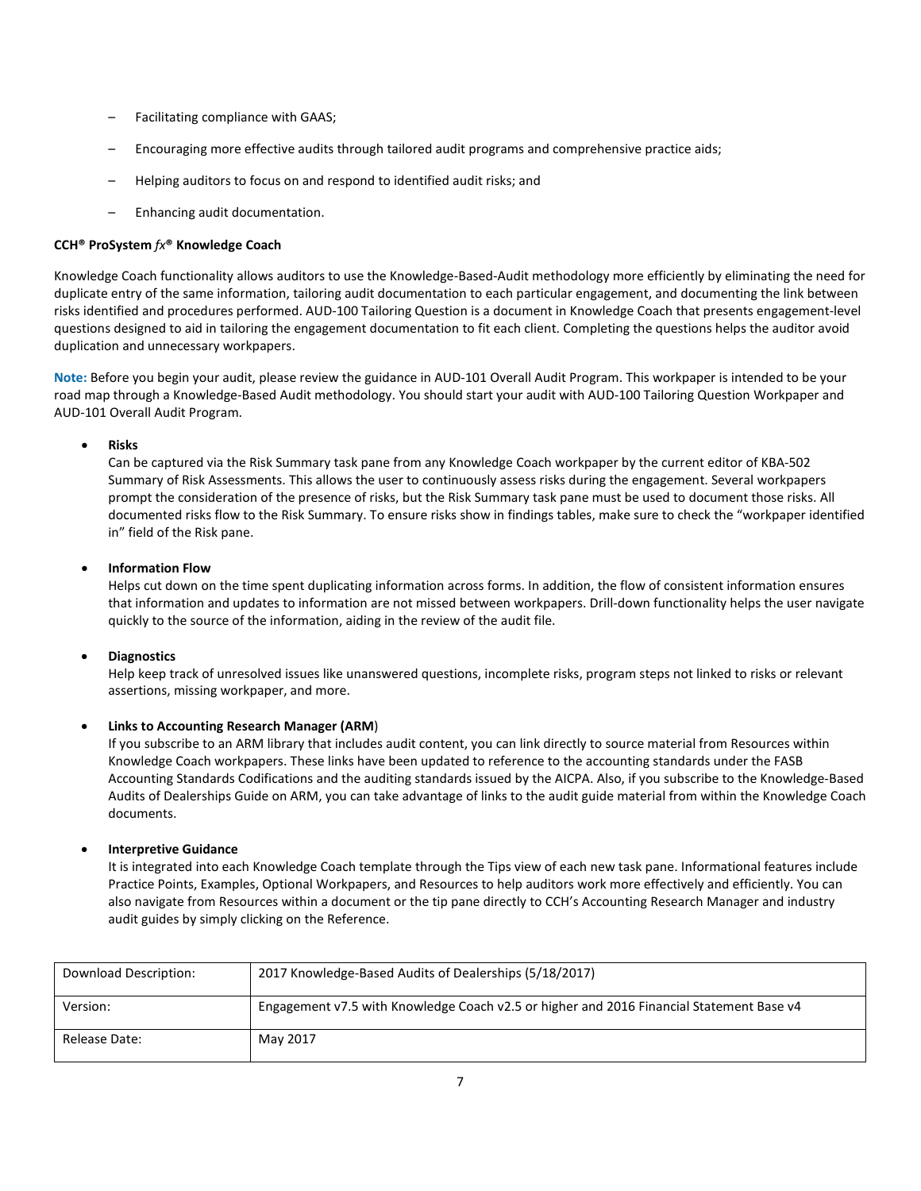- Facilitating compliance with GAAS;
- Encouraging more effective audits through tailored audit programs and comprehensive practice aids;
- Helping auditors to focus on and respond to identified audit risks; and
- Enhancing audit documentation.

**CCH® ProSystem *fx*® Knowledge Coach**

Knowledge Coach functionality allows auditors to use the Knowledge-Based-Audit methodology more efficiently by eliminating the need for duplicate entry of the same information, tailoring audit documentation to each particular engagement, and documenting the link between risks identified and procedures performed. AUD-100 Tailoring Question is a document in Knowledge Coach that presents engagement-level questions designed to aid in tailoring the engagement documentation to fit each client. Completing the questions helps the auditor avoid duplication and unnecessary workpapers.

**Note:** Before you begin your audit, please review the guidance in AUD-101 Overall Audit Program. This workpaper is intended to be your road map through a Knowledge-Based Audit methodology. You should start your audit with AUD-100 Tailoring Question Workpaper and AUD-101 Overall Audit Program.

- **Risks**
  Can be captured via the Risk Summary task pane from any Knowledge Coach workpaper by the current editor of KBA-502 Summary of Risk Assessments. This allows the user to continuously assess risks during the engagement. Several workpapers prompt the consideration of the presence of risks, but the Risk Summary task pane must be used to document those risks. All documented risks flow to the Risk Summary. To ensure risks show in findings tables, make sure to check the "workpaper identified in" field of the Risk pane.

- **Information Flow**
  Helps cut down on the time spent duplicating information across forms. In addition, the flow of consistent information ensures that information and updates to information are not missed between workpapers. Drill-down functionality helps the user navigate quickly to the source of the information, aiding in the review of the audit file.

- **Diagnostics**
  Help keep track of unresolved issues like unanswered questions, incomplete risks, program steps not linked to risks or relevant assertions, missing workpaper, and more.

- **Links to Accounting Research Manager (ARM)**
  If you subscribe to an ARM library that includes audit content, you can link directly to source material from Resources within Knowledge Coach workpapers. These links have been updated to reference to the accounting standards under the FASB Accounting Standards Codifications and the auditing standards issued by the AICPA. Also, if you subscribe to the Knowledge-Based Audits of Dealerships Guide on ARM, you can take advantage of links to the audit guide material from within the Knowledge Coach documents.

- **Interpretive Guidance**
  It is integrated into each Knowledge Coach template through the Tips view of each new task pane. Informational features include Practice Points, Examples, Optional Workpapers, and Resources to help auditors work more effectively and efficiently. You can also navigate from Resources within a document or the tip pane directly to CCH's Accounting Research Manager and industry audit guides by simply clicking on the Reference.

| Download Description: | 2017 Knowledge-Based Audits of Dealerships (5/18/2017) |
|---|---|
| Version: | Engagement v7.5 with Knowledge Coach v2.5 or higher and 2016 Financial Statement Base v4 |
| Release Date: | May 2017 |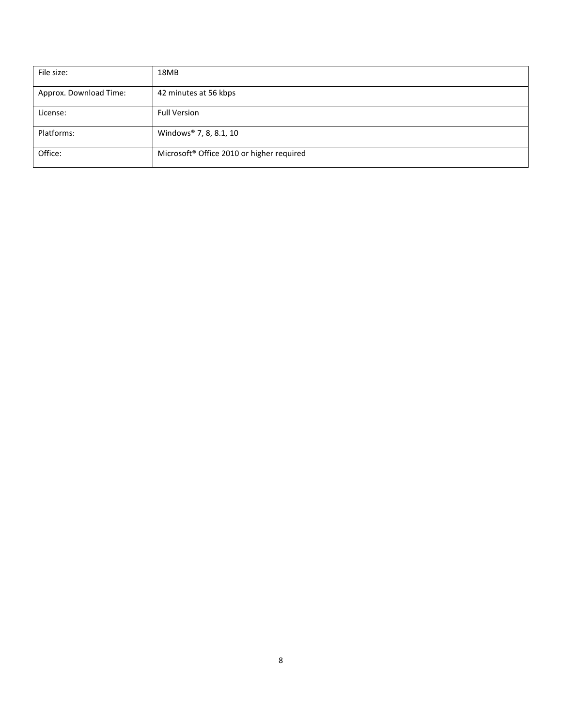| | |
|---|---|
| File size: | 18MB |
| Approx. Download Time: | 42 minutes at 56 kbps |
| License: | Full Version |
| Platforms: | Windows® 7, 8, 8.1, 10 |
| Office: | Microsoft® Office 2010 or higher required |